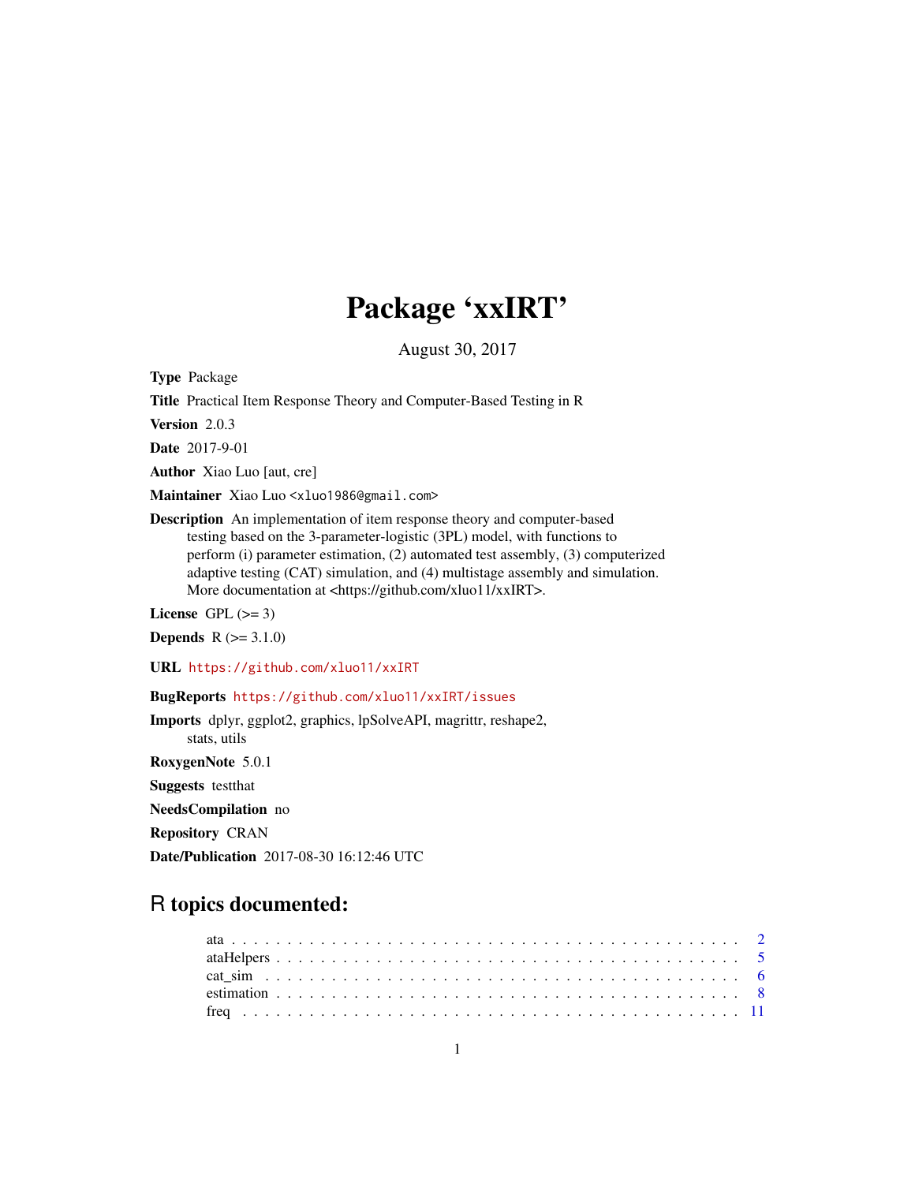# Package 'xxIRT'

August 30, 2017

**Type** Package

**Title** Practical Item Response Theory and Computer-Based Testing in R

**Version** 2.0.3

**Date** 2017-9-01

**Author** Xiao Luo [aut, cre]

**Maintainer** Xiao Luo <xluo1986@gmail.com>

**Description** An implementation of item response theory and computer-based testing based on the 3-parameter-logistic (3PL) model, with functions to perform (i) parameter estimation, (2) automated test assembly, (3) computerized adaptive testing (CAT) simulation, and (4) multistage assembly and simulation. More documentation at <https://github.com/xluo11/xxIRT>.

**License** GPL (>= 3)

**Depends** R (>= 3.1.0)

**URL** https://github.com/xluo11/xxIRT

**BugReports** https://github.com/xluo11/xxIRT/issues

**Imports** dplyr, ggplot2, graphics, lpSolveAPI, magrittr, reshape2, stats, utils

**RoxygenNote** 5.0.1

**Suggests** testthat

**NeedsCompilation** no

**Repository** CRAN

**Date/Publication** 2017-08-30 16:12:46 UTC

## R topics documented:

- ata . . . . . . . . . . . . . . . . . . . . . . . . . . . . . . . . . . . . . . . . . . . 2
- ataHelpers . . . . . . . . . . . . . . . . . . . . . . . . . . . . . . . . . . . . . . . 5
- cat_sim . . . . . . . . . . . . . . . . . . . . . . . . . . . . . . . . . . . . . . . . . 6
- estimation . . . . . . . . . . . . . . . . . . . . . . . . . . . . . . . . . . . . . . . 8
- freq . . . . . . . . . . . . . . . . . . . . . . . . . . . . . . . . . . . . . . . . . . 11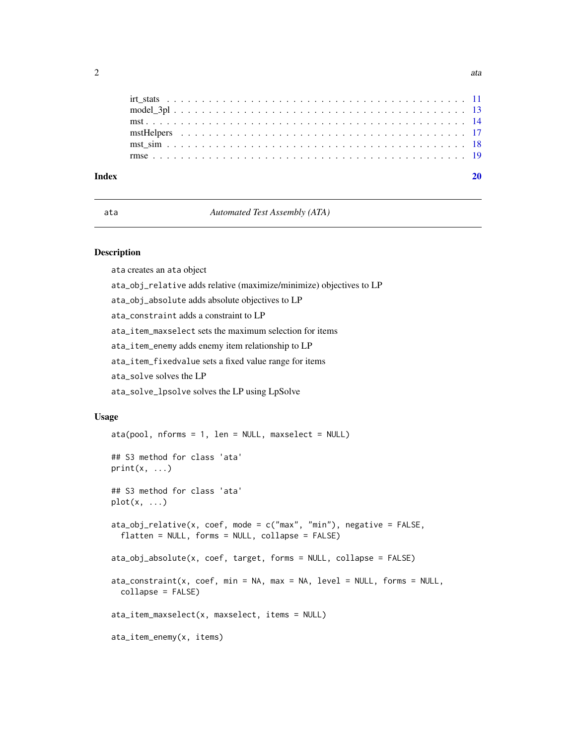irt_stats . . . . . . . . . . . . . . . . . . . . . . . . . . . . . . . . . . . . . . . . . . 11
model_3pl . . . . . . . . . . . . . . . . . . . . . . . . . . . . . . . . . . . . . . . . . . 13
mst . . . . . . . . . . . . . . . . . . . . . . . . . . . . . . . . . . . . . . . . . . . . . 14
mstHelpers . . . . . . . . . . . . . . . . . . . . . . . . . . . . . . . . . . . . . . . . . 17
mst_sim . . . . . . . . . . . . . . . . . . . . . . . . . . . . . . . . . . . . . . . . . . . 18
rmse . . . . . . . . . . . . . . . . . . . . . . . . . . . . . . . . . . . . . . . . . . . . 19

**Index** **20**

---

`ata` *Automated Test Assembly (ATA)*

---

## Description

`ata` creates an `ata` object

`ata_obj_relative` adds relative (maximize/minimize) objectives to LP

`ata_obj_absolute` adds absolute objectives to LP

`ata_constraint` adds a constraint to LP

`ata_item_maxselect` sets the maximum selection for items

`ata_item_enemy` adds enemy item relationship to LP

`ata_item_fixedvalue` sets a fixed value range for items

`ata_solve` solves the LP

`ata_solve_lpsolve` solves the LP using LpSolve

## Usage

```
ata(pool, nforms = 1, len = NULL, maxselect = NULL)

## S3 method for class 'ata'
print(x, ...)

## S3 method for class 'ata'
plot(x, ...)

ata_obj_relative(x, coef, mode = c("max", "min"), negative = FALSE,
  flatten = NULL, forms = NULL, collapse = FALSE)

ata_obj_absolute(x, coef, target, forms = NULL, collapse = FALSE)

ata_constraint(x, coef, min = NA, max = NA, level = NULL, forms = NULL,
  collapse = FALSE)

ata_item_maxselect(x, maxselect, items = NULL)

ata_item_enemy(x, items)
```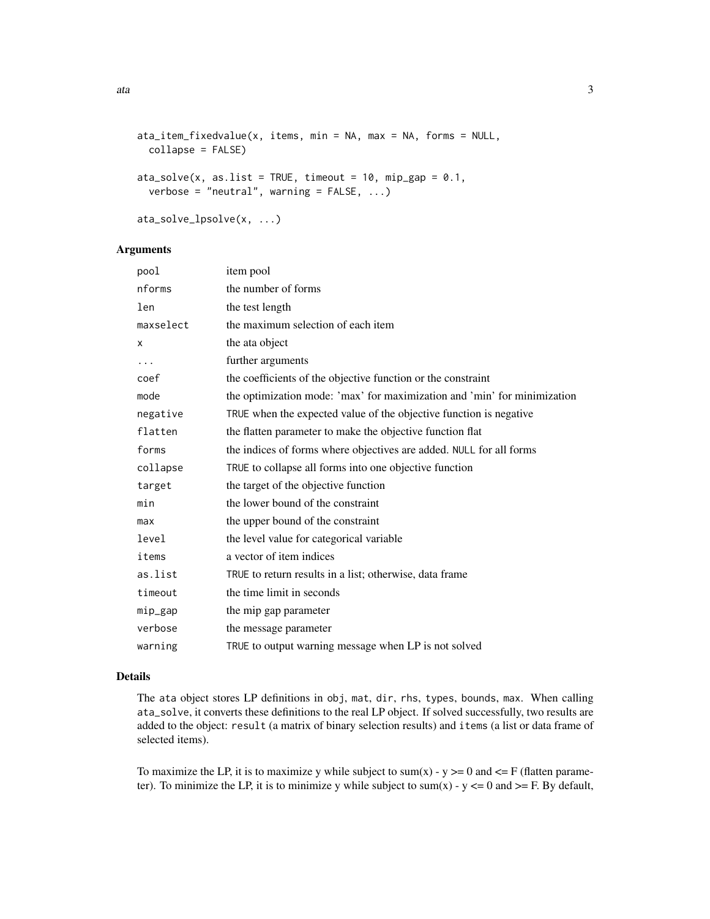```
ata_item_fixedvalue(x, items, min = NA, max = NA, forms = NULL,
  collapse = FALSE)

ata_solve(x, as.list = TRUE, timeout = 10, mip_gap = 0.1,
  verbose = "neutral", warning = FALSE, ...)

ata_solve_lpsolve(x, ...)
```

### Arguments

| | |
|---|---|
| pool | item pool |
| nforms | the number of forms |
| len | the test length |
| maxselect | the maximum selection of each item |
| x | the ata object |
| ... | further arguments |
| coef | the coefficients of the objective function or the constraint |
| mode | the optimization mode: 'max' for maximization and 'min' for minimization |
| negative | TRUE when the expected value of the objective function is negative |
| flatten | the flatten parameter to make the objective function flat |
| forms | the indices of forms where objectives are added. NULL for all forms |
| collapse | TRUE to collapse all forms into one objective function |
| target | the target of the objective function |
| min | the lower bound of the constraint |
| max | the upper bound of the constraint |
| level | the level value for categorical variable |
| items | a vector of item indices |
| as.list | TRUE to return results in a list; otherwise, data frame |
| timeout | the time limit in seconds |
| mip_gap | the mip gap parameter |
| verbose | the message parameter |
| warning | TRUE to output warning message when LP is not solved |

### Details

The ata object stores LP definitions in obj, mat, dir, rhs, types, bounds, max. When calling ata_solve, it converts these definitions to the real LP object. If solved successfully, two results are added to the object: result (a matrix of binary selection results) and items (a list or data frame of selected items).

To maximize the LP, it is to maximize y while subject to sum(x) - y >= 0 and <= F (flatten parameter). To minimize the LP, it is to minimize y while subject to sum(x) - y <= 0 and >= F. By default,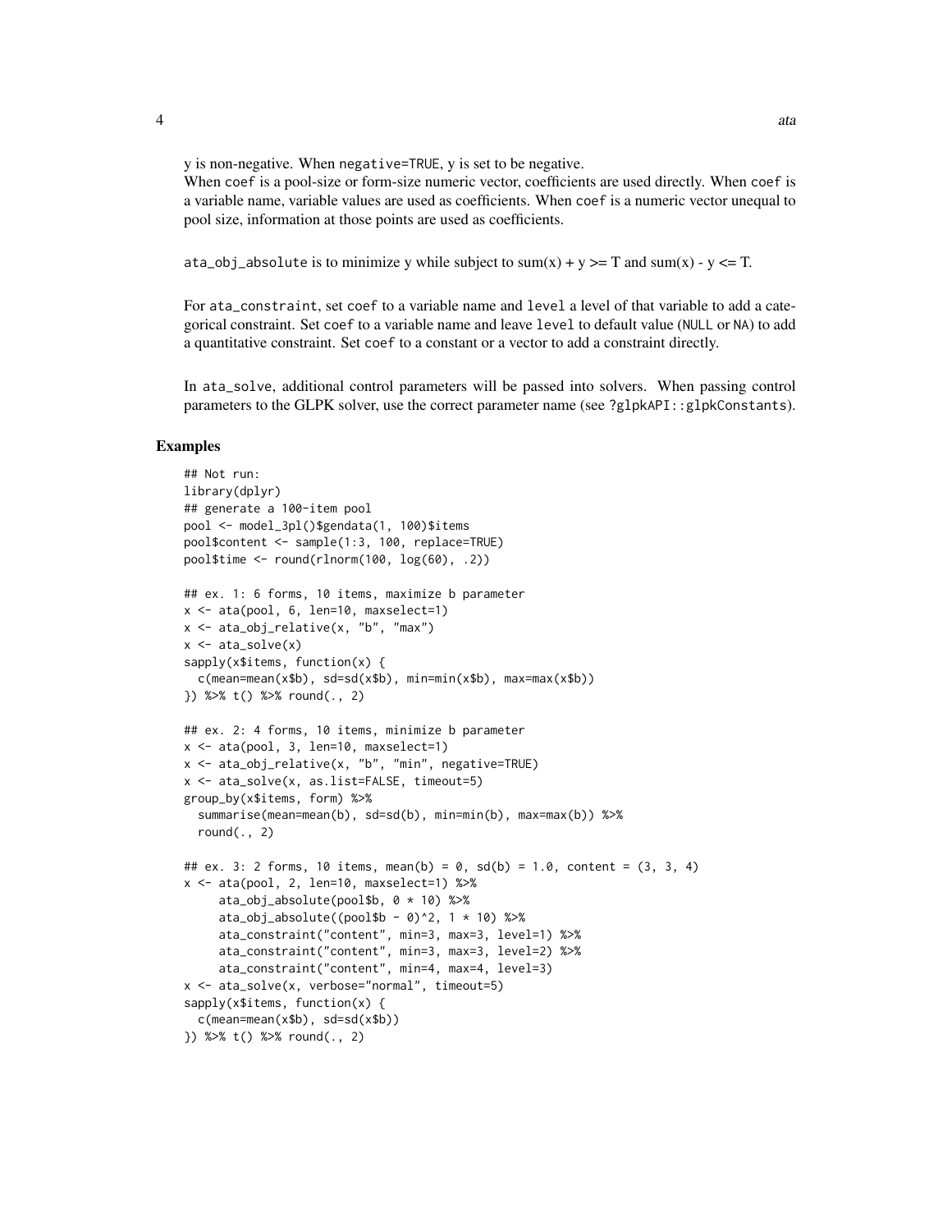y is non-negative. When negative=TRUE, y is set to be negative.
When coef is a pool-size or form-size numeric vector, coefficients are used directly. When coef is a variable name, variable values are used as coefficients. When coef is a numeric vector unequal to pool size, information at those points are used as coefficients.

ata_obj_absolute is to minimize y while subject to sum(x) + y >= T and sum(x) - y <= T.

For ata_constraint, set coef to a variable name and level a level of that variable to add a categorical constraint. Set coef to a variable name and leave level to default value (NULL or NA) to add a quantitative constraint. Set coef to a constant or a vector to add a constraint directly.

In ata_solve, additional control parameters will be passed into solvers. When passing control parameters to the GLPK solver, use the correct parameter name (see ?glpkAPI::glpkConstants).

## Examples

```
## Not run:
library(dplyr)
## generate a 100-item pool
pool <- model_3pl()$gendata(1, 100)$items
pool$content <- sample(1:3, 100, replace=TRUE)
pool$time <- round(rlnorm(100, log(60), .2))

## ex. 1: 6 forms, 10 items, maximize b parameter
x <- ata(pool, 6, len=10, maxselect=1)
x <- ata_obj_relative(x, "b", "max")
x <- ata_solve(x)
sapply(x$items, function(x) {
  c(mean=mean(x$b), sd=sd(x$b), min=min(x$b), max=max(x$b))
}) %>% t() %>% round(., 2)

## ex. 2: 4 forms, 10 items, minimize b parameter
x <- ata(pool, 3, len=10, maxselect=1)
x <- ata_obj_relative(x, "b", "min", negative=TRUE)
x <- ata_solve(x, as.list=FALSE, timeout=5)
group_by(x$items, form) %>%
  summarise(mean=mean(b), sd=sd(b), min=min(b), max=max(b)) %>%
  round(., 2)

## ex. 3: 2 forms, 10 items, mean(b) = 0, sd(b) = 1.0, content = (3, 3, 4)
x <- ata(pool, 2, len=10, maxselect=1) %>%
     ata_obj_absolute(pool$b, 0 * 10) %>%
     ata_obj_absolute((pool$b - 0)^2, 1 * 10) %>%
     ata_constraint("content", min=3, max=3, level=1) %>%
     ata_constraint("content", min=3, max=3, level=2) %>%
     ata_constraint("content", min=4, max=4, level=3)
x <- ata_solve(x, verbose="normal", timeout=5)
sapply(x$items, function(x) {
  c(mean=mean(x$b), sd=sd(x$b))
}) %>% t() %>% round(., 2)
```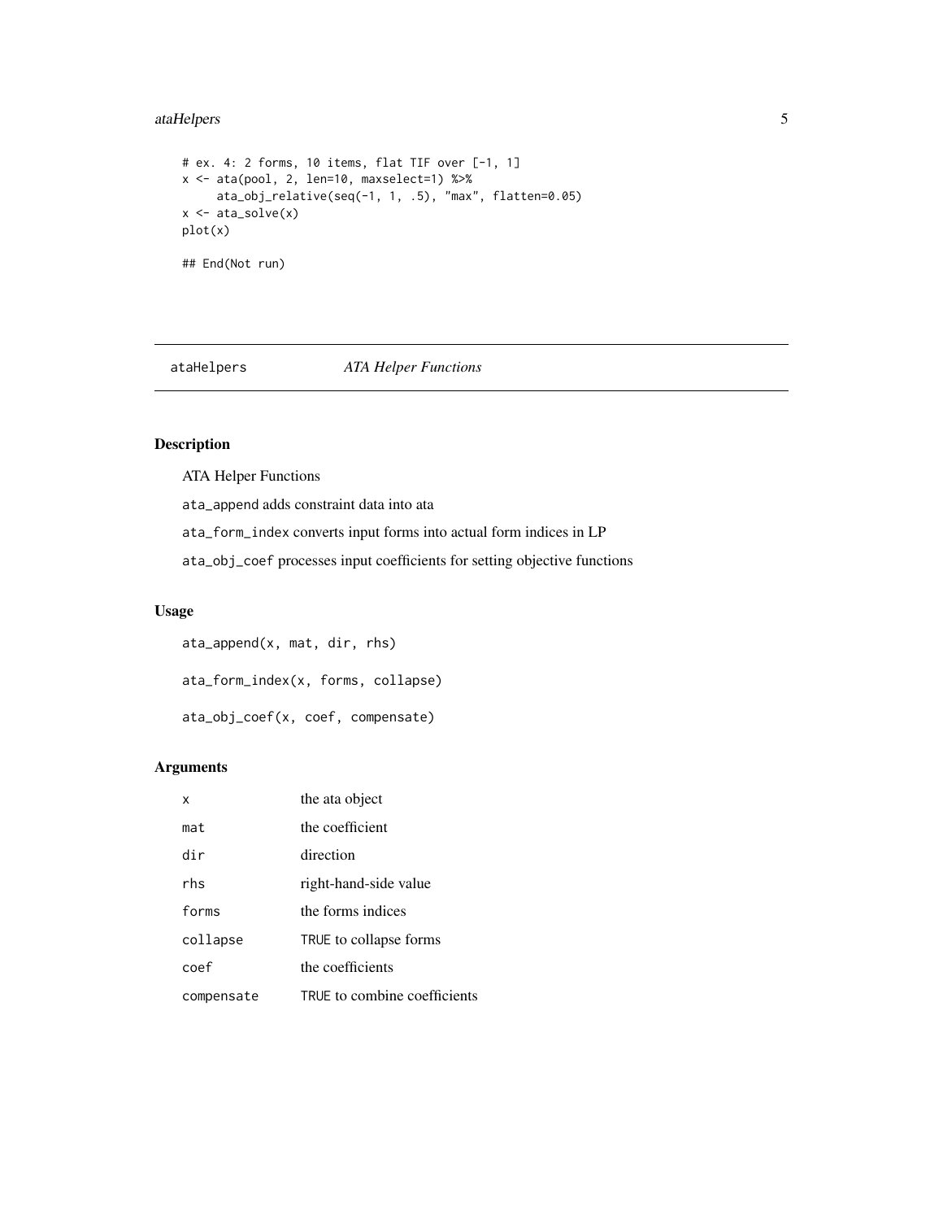```
# ex. 4: 2 forms, 10 items, flat TIF over [-1, 1]
x <- ata(pool, 2, len=10, maxselect=1) %>%
     ata_obj_relative(seq(-1, 1, .5), "max", flatten=0.05)
x <- ata_solve(x)
plot(x)

## End(Not run)
```

---

## ataHelpers — *ATA Helper Functions*

---

### Description

ATA Helper Functions

`ata_append` adds constraint data into ata

`ata_form_index` converts input forms into actual form indices in LP

`ata_obj_coef` processes input coefficients for setting objective functions

### Usage

```
ata_append(x, mat, dir, rhs)

ata_form_index(x, forms, collapse)

ata_obj_coef(x, coef, compensate)
```

### Arguments

| | |
|---|---|
| `x` | the ata object |
| `mat` | the coefficient |
| `dir` | direction |
| `rhs` | right-hand-side value |
| `forms` | the forms indices |
| `collapse` | `TRUE` to collapse forms |
| `coef` | the coefficients |
| `compensate` | `TRUE` to combine coefficients |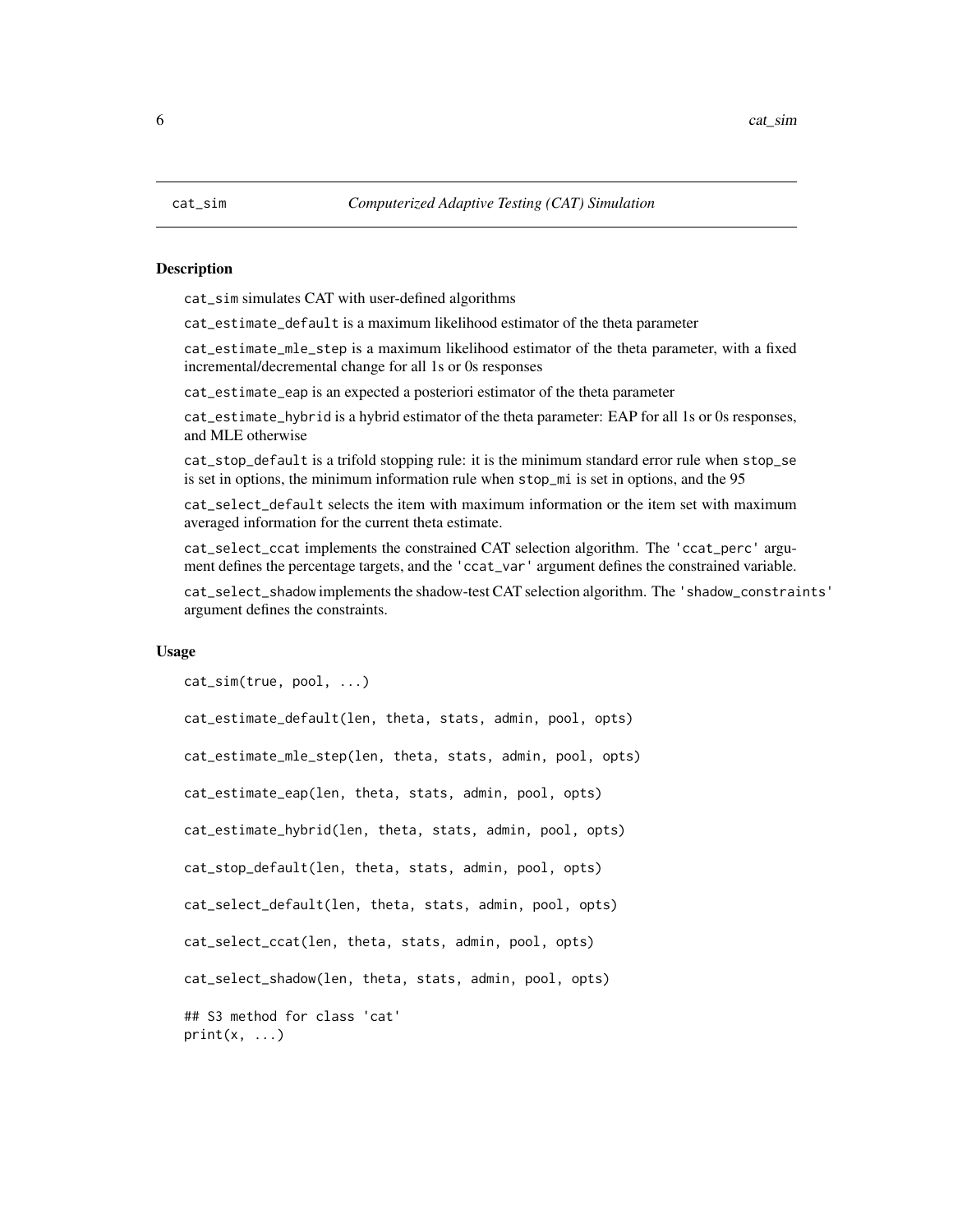# cat_sim — *Computerized Adaptive Testing (CAT) Simulation*

## Description

cat_sim simulates CAT with user-defined algorithms

cat_estimate_default is a maximum likelihood estimator of the theta parameter

cat_estimate_mle_step is a maximum likelihood estimator of the theta parameter, with a fixed incremental/decremental change for all 1s or 0s responses

cat_estimate_eap is an expected a posteriori estimator of the theta parameter

cat_estimate_hybrid is a hybrid estimator of the theta parameter: EAP for all 1s or 0s responses, and MLE otherwise

cat_stop_default is a trifold stopping rule: it is the minimum standard error rule when stop_se is set in options, the minimum information rule when stop_mi is set in options, and the 95

cat_select_default selects the item with maximum information or the item set with maximum averaged information for the current theta estimate.

cat_select_ccat implements the constrained CAT selection algorithm. The 'ccat_perc' argument defines the percentage targets, and the 'ccat_var' argument defines the constrained variable.

cat_select_shadow implements the shadow-test CAT selection algorithm. The 'shadow_constraints' argument defines the constraints.

## Usage

```
cat_sim(true, pool, ...)

cat_estimate_default(len, theta, stats, admin, pool, opts)

cat_estimate_mle_step(len, theta, stats, admin, pool, opts)

cat_estimate_eap(len, theta, stats, admin, pool, opts)

cat_estimate_hybrid(len, theta, stats, admin, pool, opts)

cat_stop_default(len, theta, stats, admin, pool, opts)

cat_select_default(len, theta, stats, admin, pool, opts)

cat_select_ccat(len, theta, stats, admin, pool, opts)

cat_select_shadow(len, theta, stats, admin, pool, opts)

## S3 method for class 'cat'
print(x, ...)
```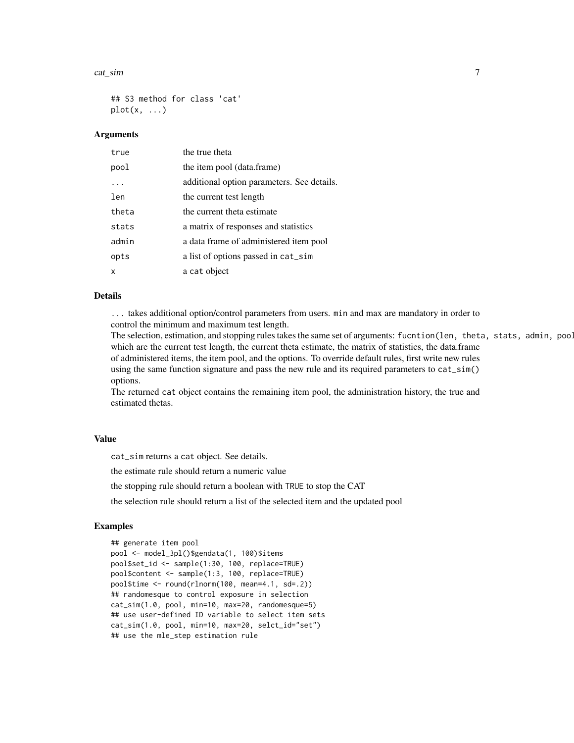```
## S3 method for class 'cat'
plot(x, ...)
```

### Arguments

| | |
|---|---|
| true | the true theta |
| pool | the item pool (data.frame) |
| ... | additional option parameters. See details. |
| len | the current test length |
| theta | the current theta estimate |
| stats | a matrix of responses and statistics |
| admin | a data frame of administered item pool |
| opts | a list of options passed in cat_sim |
| x | a cat object |

### Details

... takes additional option/control parameters from users. min and max are mandatory in order to control the minimum and maximum test length.
The selection, estimation, and stopping rules takes the same set of arguments: fucntion(len, theta, stats, admin, pool which are the current test length, the current theta estimate, the matrix of statistics, the data.frame of administered items, the item pool, and the options. To override default rules, first write new rules using the same function signature and pass the new rule and its required parameters to cat_sim() options.
The returned cat object contains the remaining item pool, the administration history, the true and estimated thetas.

### Value

cat_sim returns a cat object. See details.

the estimate rule should return a numeric value

the stopping rule should return a boolean with TRUE to stop the CAT

the selection rule should return a list of the selected item and the updated pool

### Examples

```
## generate item pool
pool <- model_3pl()$gendata(1, 100)$items
pool$set_id <- sample(1:30, 100, replace=TRUE)
pool$content <- sample(1:3, 100, replace=TRUE)
pool$time <- round(rlnorm(100, mean=4.1, sd=.2))
## randomesque to control exposure in selection
cat_sim(1.0, pool, min=10, max=20, randomesque=5)
## use user-defined ID variable to select item sets
cat_sim(1.0, pool, min=10, max=20, selct_id="set")
## use the mle_step estimation rule
```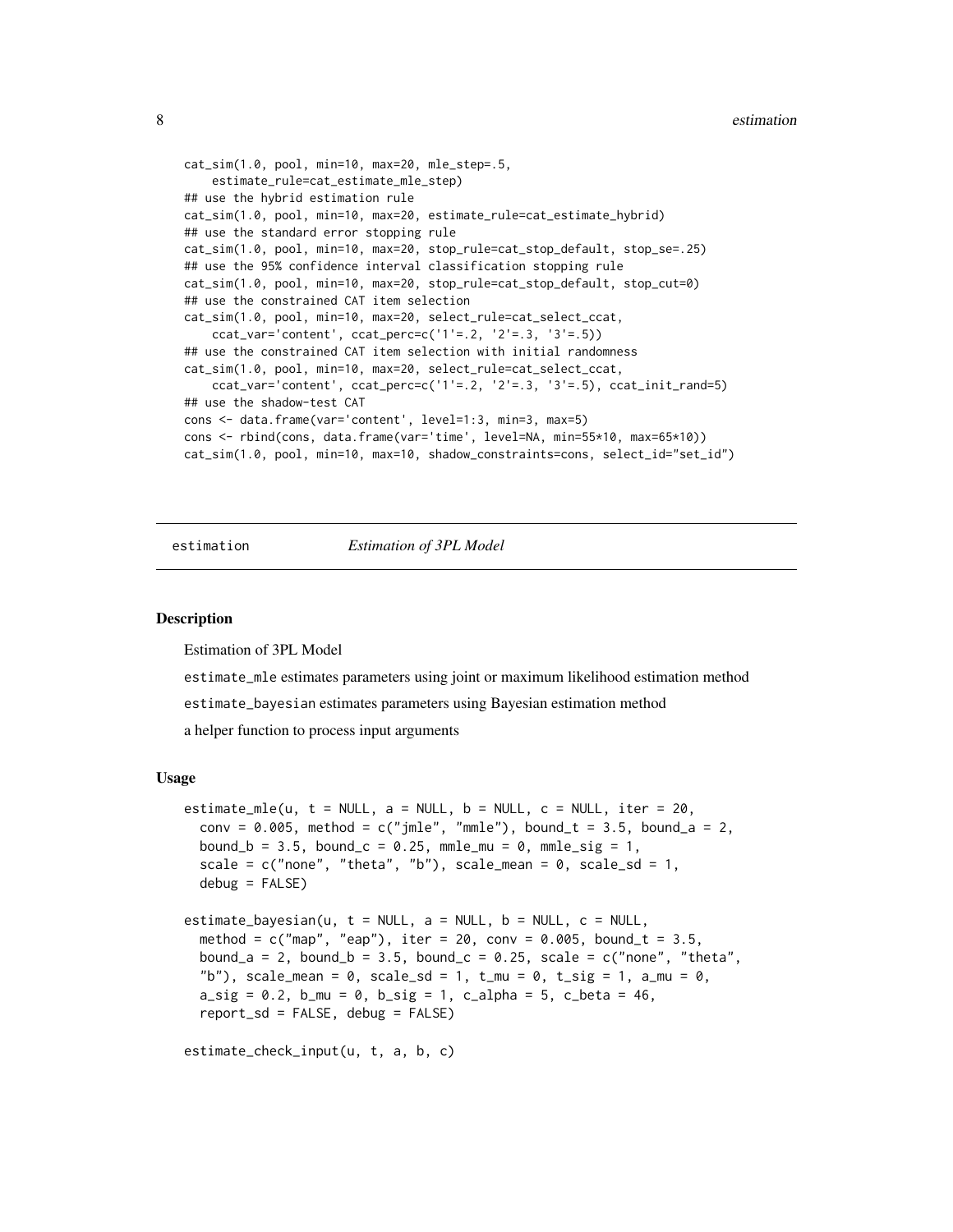```
cat_sim(1.0, pool, min=10, max=20, mle_step=.5,
    estimate_rule=cat_estimate_mle_step)
## use the hybrid estimation rule
cat_sim(1.0, pool, min=10, max=20, estimate_rule=cat_estimate_hybrid)
## use the standard error stopping rule
cat_sim(1.0, pool, min=10, max=20, stop_rule=cat_stop_default, stop_se=.25)
## use the 95% confidence interval classification stopping rule
cat_sim(1.0, pool, min=10, max=20, stop_rule=cat_stop_default, stop_cut=0)
## use the constrained CAT item selection
cat_sim(1.0, pool, min=10, max=20, select_rule=cat_select_ccat,
    ccat_var='content', ccat_perc=c('1'=.2, '2'=.3, '3'=.5))
## use the constrained CAT item selection with initial randomness
cat_sim(1.0, pool, min=10, max=20, select_rule=cat_select_ccat,
    ccat_var='content', ccat_perc=c('1'=.2, '2'=.3, '3'=.5), ccat_init_rand=5)
## use the shadow-test CAT
cons <- data.frame(var='content', level=1:3, min=3, max=5)
cons <- rbind(cons, data.frame(var='time', level=NA, min=55*10, max=65*10))
cat_sim(1.0, pool, min=10, max=10, shadow_constraints=cons, select_id="set_id")
```

---

## estimation — *Estimation of 3PL Model*

### Description

Estimation of 3PL Model

`estimate_mle` estimates parameters using joint or maximum likelihood estimation method

`estimate_bayesian` estimates parameters using Bayesian estimation method

a helper function to process input arguments

### Usage

```
estimate_mle(u, t = NULL, a = NULL, b = NULL, c = NULL, iter = 20,
  conv = 0.005, method = c("jmle", "mmle"), bound_t = 3.5, bound_a = 2,
  bound_b = 3.5, bound_c = 0.25, mmle_mu = 0, mmle_sig = 1,
  scale = c("none", "theta", "b"), scale_mean = 0, scale_sd = 1,
  debug = FALSE)

estimate_bayesian(u, t = NULL, a = NULL, b = NULL, c = NULL,
  method = c("map", "eap"), iter = 20, conv = 0.005, bound_t = 3.5,
  bound_a = 2, bound_b = 3.5, bound_c = 0.25, scale = c("none", "theta",
  "b"), scale_mean = 0, scale_sd = 1, t_mu = 0, t_sig = 1, a_mu = 0,
  a_sig = 0.2, b_mu = 0, b_sig = 1, c_alpha = 5, c_beta = 46,
  report_sd = FALSE, debug = FALSE)

estimate_check_input(u, t, a, b, c)
```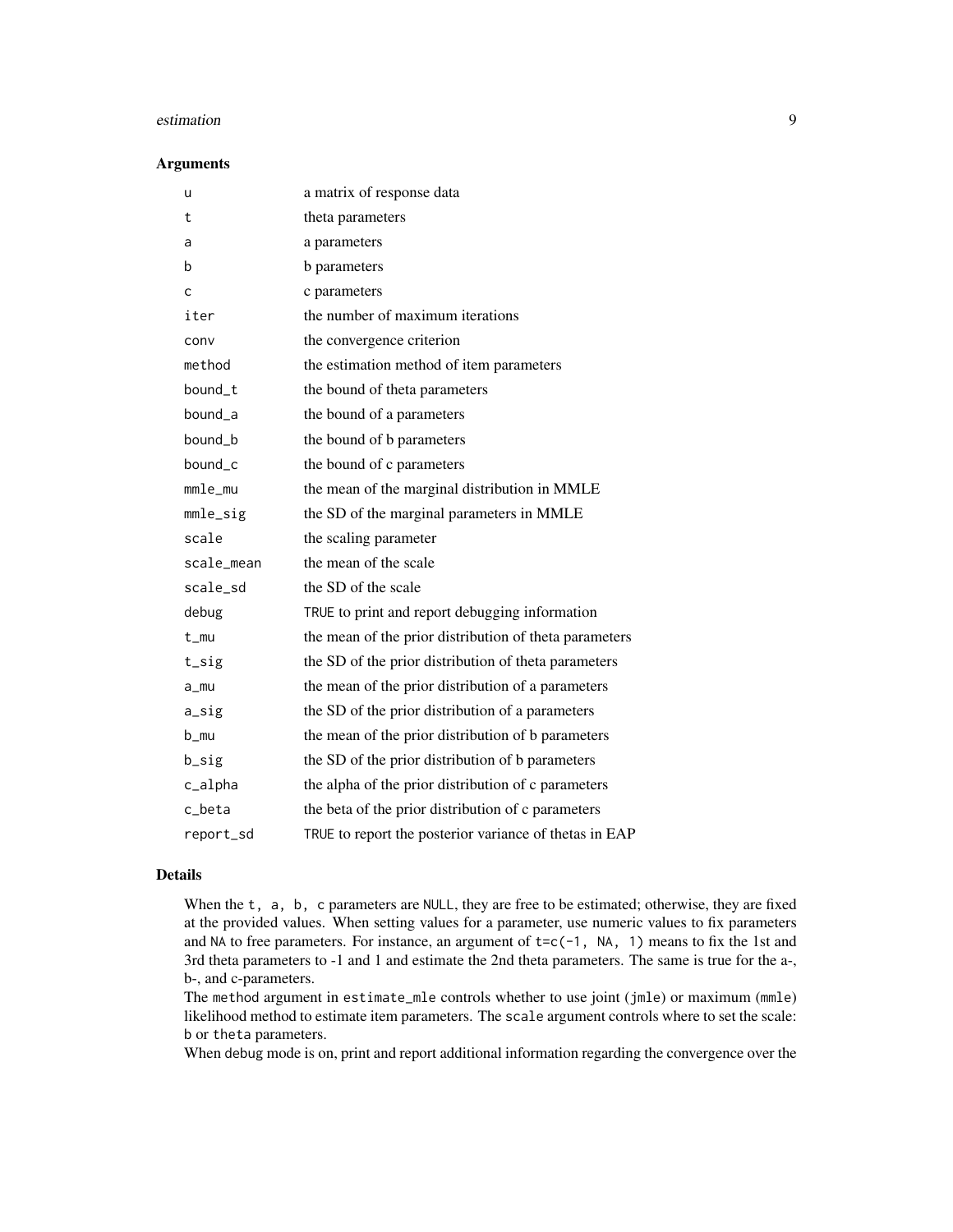### Arguments

| | |
|---|---|
| `u` | a matrix of response data |
| `t` | theta parameters |
| `a` | a parameters |
| `b` | b parameters |
| `c` | c parameters |
| `iter` | the number of maximum iterations |
| `conv` | the convergence criterion |
| `method` | the estimation method of item parameters |
| `bound_t` | the bound of theta parameters |
| `bound_a` | the bound of a parameters |
| `bound_b` | the bound of b parameters |
| `bound_c` | the bound of c parameters |
| `mmle_mu` | the mean of the marginal distribution in MMLE |
| `mmle_sig` | the SD of the marginal parameters in MMLE |
| `scale` | the scaling parameter |
| `scale_mean` | the mean of the scale |
| `scale_sd` | the SD of the scale |
| `debug` | `TRUE` to print and report debugging information |
| `t_mu` | the mean of the prior distribution of theta parameters |
| `t_sig` | the SD of the prior distribution of theta parameters |
| `a_mu` | the mean of the prior distribution of a parameters |
| `a_sig` | the SD of the prior distribution of a parameters |
| `b_mu` | the mean of the prior distribution of b parameters |
| `b_sig` | the SD of the prior distribution of b parameters |
| `c_alpha` | the alpha of the prior distribution of c parameters |
| `c_beta` | the beta of the prior distribution of c parameters |
| `report_sd` | `TRUE` to report the posterior variance of thetas in EAP |

### Details

When the `t, a, b, c` parameters are `NULL`, they are free to be estimated; otherwise, they are fixed at the provided values. When setting values for a parameter, use numeric values to fix parameters and `NA` to free parameters. For instance, an argument of `t=c(-1, NA, 1)` means to fix the 1st and 3rd theta parameters to -1 and 1 and estimate the 2nd theta parameters. The same is true for the a-, b-, and c-parameters.

The `method` argument in `estimate_mle` controls whether to use joint (`jmle`) or maximum (`mmle`) likelihood method to estimate item parameters. The `scale` argument controls where to set the scale: `b` or `theta` parameters.

When `debug` mode is on, print and report additional information regarding the convergence over the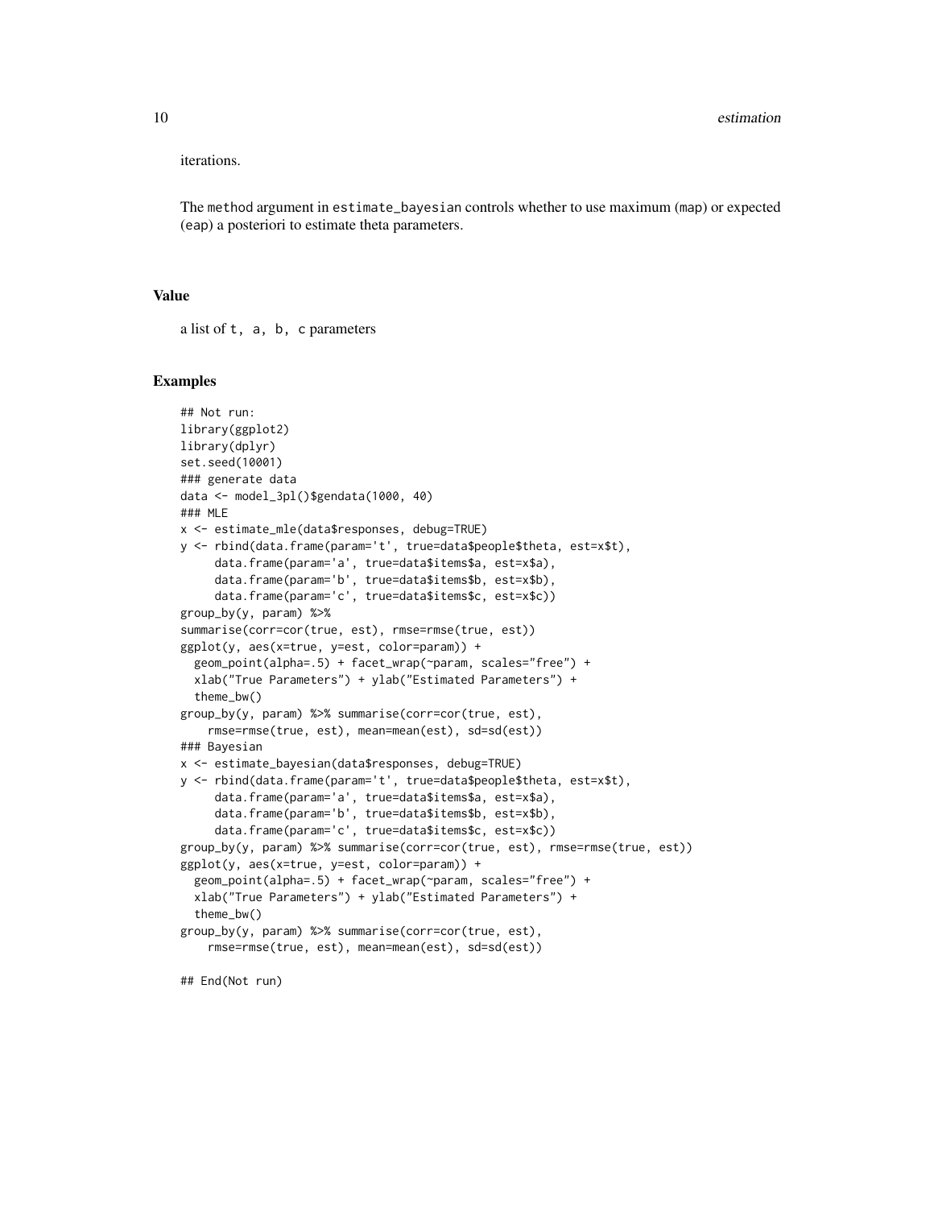iterations.

The `method` argument in `estimate_bayesian` controls whether to use maximum (`map`) or expected (`eap`) a posteriori to estimate theta parameters.

## Value

a list of `t, a, b, c` parameters

## Examples

```
## Not run:
library(ggplot2)
library(dplyr)
set.seed(10001)
### generate data
data <- model_3pl()$gendata(1000, 40)
### MLE
x <- estimate_mle(data$responses, debug=TRUE)
y <- rbind(data.frame(param='t', true=data$people$theta, est=x$t),
     data.frame(param='a', true=data$items$a, est=x$a),
     data.frame(param='b', true=data$items$b, est=x$b),
     data.frame(param='c', true=data$items$c, est=x$c))
group_by(y, param) %>%
summarise(corr=cor(true, est), rmse=rmse(true, est))
ggplot(y, aes(x=true, y=est, color=param)) +
  geom_point(alpha=.5) + facet_wrap(~param, scales="free") +
  xlab("True Parameters") + ylab("Estimated Parameters") +
  theme_bw()
group_by(y, param) %>% summarise(corr=cor(true, est),
    rmse=rmse(true, est), mean=mean(est), sd=sd(est))
### Bayesian
x <- estimate_bayesian(data$responses, debug=TRUE)
y <- rbind(data.frame(param='t', true=data$people$theta, est=x$t),
     data.frame(param='a', true=data$items$a, est=x$a),
     data.frame(param='b', true=data$items$b, est=x$b),
     data.frame(param='c', true=data$items$c, est=x$c))
group_by(y, param) %>% summarise(corr=cor(true, est), rmse=rmse(true, est))
ggplot(y, aes(x=true, y=est, color=param)) +
  geom_point(alpha=.5) + facet_wrap(~param, scales="free") +
  xlab("True Parameters") + ylab("Estimated Parameters") +
  theme_bw()
group_by(y, param) %>% summarise(corr=cor(true, est),
    rmse=rmse(true, est), mean=mean(est), sd=sd(est))

## End(Not run)
```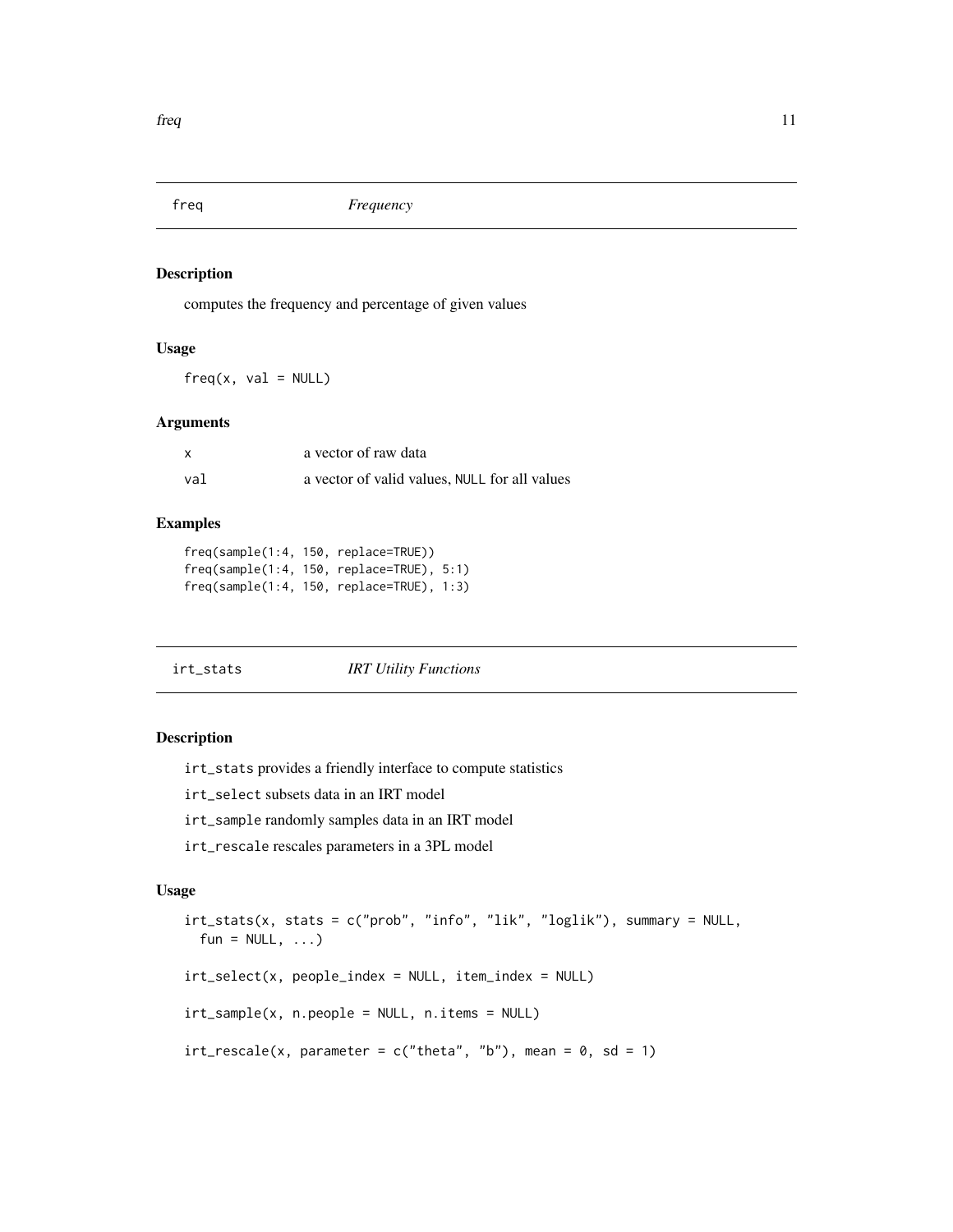## freq *Frequency*

### Description

computes the frequency and percentage of given values

### Usage

```
freq(x, val = NULL)
```

### Arguments

| | |
|---|---|
| x | a vector of raw data |
| val | a vector of valid values, NULL for all values |

### Examples

```
freq(sample(1:4, 150, replace=TRUE))
freq(sample(1:4, 150, replace=TRUE), 5:1)
freq(sample(1:4, 150, replace=TRUE), 1:3)
```

## irt_stats *IRT Utility Functions*

### Description

irt_stats provides a friendly interface to compute statistics

irt_select subsets data in an IRT model

irt_sample randomly samples data in an IRT model

irt_rescale rescales parameters in a 3PL model

### Usage

```
irt_stats(x, stats = c("prob", "info", "lik", "loglik"), summary = NULL,
  fun = NULL, ...)

irt_select(x, people_index = NULL, item_index = NULL)

irt_sample(x, n.people = NULL, n.items = NULL)

irt_rescale(x, parameter = c("theta", "b"), mean = 0, sd = 1)
```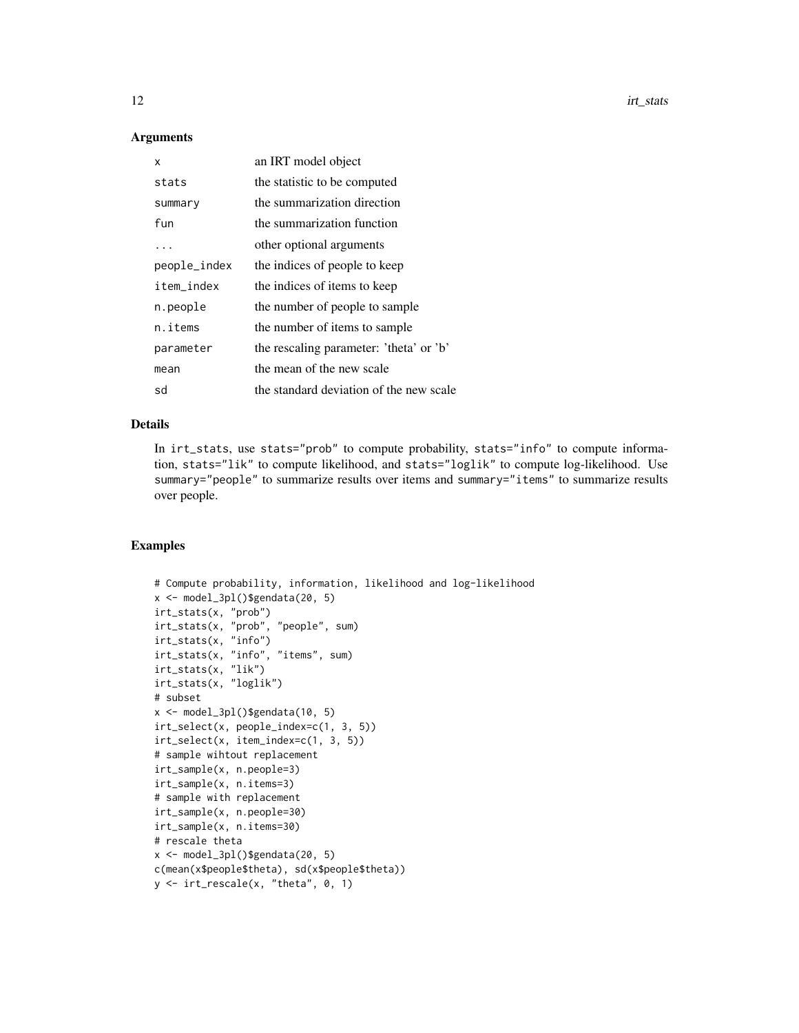## Arguments

| | |
|---|---|
| x | an IRT model object |
| stats | the statistic to be computed |
| summary | the summarization direction |
| fun | the summarization function |
| ... | other optional arguments |
| people_index | the indices of people to keep |
| item_index | the indices of items to keep |
| n.people | the number of people to sample |
| n.items | the number of items to sample |
| parameter | the rescaling parameter: 'theta' or 'b' |
| mean | the mean of the new scale |
| sd | the standard deviation of the new scale |

## Details

In `irt_stats`, use `stats="prob"` to compute probability, `stats="info"` to compute information, `stats="lik"` to compute likelihood, and `stats="loglik"` to compute log-likelihood. Use `summary="people"` to summarize results over items and `summary="items"` to summarize results over people.

## Examples

```
# Compute probability, information, likelihood and log-likelihood
x <- model_3pl()$gendata(20, 5)
irt_stats(x, "prob")
irt_stats(x, "prob", "people", sum)
irt_stats(x, "info")
irt_stats(x, "info", "items", sum)
irt_stats(x, "lik")
irt_stats(x, "loglik")
# subset
x <- model_3pl()$gendata(10, 5)
irt_select(x, people_index=c(1, 3, 5))
irt_select(x, item_index=c(1, 3, 5))
# sample wihtout replacement
irt_sample(x, n.people=3)
irt_sample(x, n.items=3)
# sample with replacement
irt_sample(x, n.people=30)
irt_sample(x, n.items=30)
# rescale theta
x <- model_3pl()$gendata(20, 5)
c(mean(x$people$theta), sd(x$people$theta))
y <- irt_rescale(x, "theta", 0, 1)
```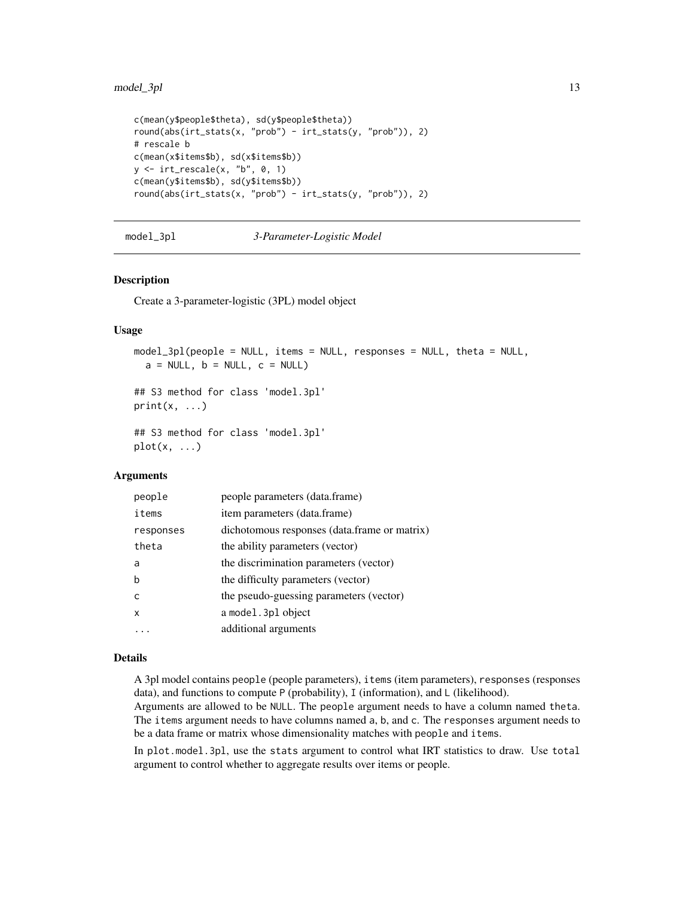```
c(mean(y$people$theta), sd(y$people$theta))
round(abs(irt_stats(x, "prob") - irt_stats(y, "prob")), 2)
# rescale b
c(mean(x$items$b), sd(x$items$b))
y <- irt_rescale(x, "b", 0, 1)
c(mean(y$items$b), sd(y$items$b))
round(abs(irt_stats(x, "prob") - irt_stats(y, "prob")), 2)
```

## model_3pl — *3-Parameter-Logistic Model*

### Description

Create a 3-parameter-logistic (3PL) model object

### Usage

```
model_3pl(people = NULL, items = NULL, responses = NULL, theta = NULL,
  a = NULL, b = NULL, c = NULL)

## S3 method for class 'model.3pl'
print(x, ...)

## S3 method for class 'model.3pl'
plot(x, ...)
```

### Arguments

| | |
|---|---|
| `people` | people parameters (data.frame) |
| `items` | item parameters (data.frame) |
| `responses` | dichotomous responses (data.frame or matrix) |
| `theta` | the ability parameters (vector) |
| `a` | the discrimination parameters (vector) |
| `b` | the difficulty parameters (vector) |
| `c` | the pseudo-guessing parameters (vector) |
| `x` | a `model.3pl` object |
| `...` | additional arguments |

### Details

A 3pl model contains `people` (people parameters), `items` (item parameters), `responses` (responses data), and functions to compute `P` (probability), `I` (information), and `L` (likelihood).

Arguments are allowed to be `NULL`. The `people` argument needs to have a column named `theta`. The `items` argument needs to have columns named `a`, `b`, and `c`. The `responses` argument needs to be a data frame or matrix whose dimensionality matches with `people` and `items`.

In `plot.model.3pl`, use the `stats` argument to control what IRT statistics to draw. Use `total` argument to control whether to aggregate results over items or people.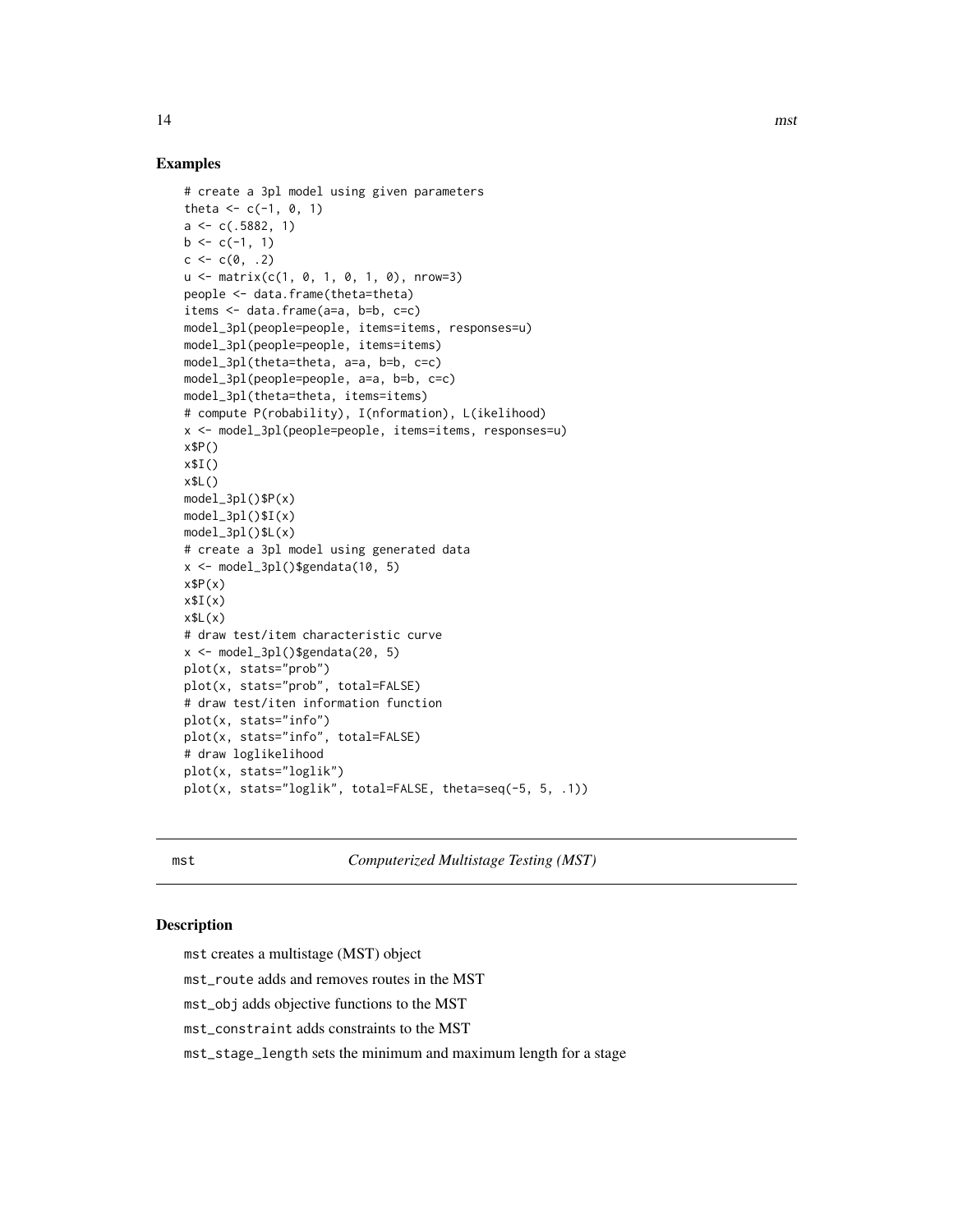## Examples

```
# create a 3pl model using given parameters
theta <- c(-1, 0, 1)
a <- c(.5882, 1)
b <- c(-1, 1)
c <- c(0, .2)
u <- matrix(c(1, 0, 1, 0, 1, 0), nrow=3)
people <- data.frame(theta=theta)
items <- data.frame(a=a, b=b, c=c)
model_3pl(people=people, items=items, responses=u)
model_3pl(people=people, items=items)
model_3pl(theta=theta, a=a, b=b, c=c)
model_3pl(people=people, a=a, b=b, c=c)
model_3pl(theta=theta, items=items)
# compute P(robability), I(nformation), L(ikelihood)
x <- model_3pl(people=people, items=items, responses=u)
x$P()
x$I()
x$L()
model_3pl()$P(x)
model_3pl()$I(x)
model_3pl()$L(x)
# create a 3pl model using generated data
x <- model_3pl()$gendata(10, 5)
x$P(x)
x$I(x)
x$L(x)
# draw test/item characteristic curve
x <- model_3pl()$gendata(20, 5)
plot(x, stats="prob")
plot(x, stats="prob", total=FALSE)
# draw test/iten information function
plot(x, stats="info")
plot(x, stats="info", total=FALSE)
# draw loglikelihood
plot(x, stats="loglik")
plot(x, stats="loglik", total=FALSE, theta=seq(-5, 5, .1))
```

---

`mst` *Computerized Multistage Testing (MST)*

---

## Description

`mst` creates a multistage (MST) object

`mst_route` adds and removes routes in the MST

`mst_obj` adds objective functions to the MST

`mst_constraint` adds constraints to the MST

`mst_stage_length` sets the minimum and maximum length for a stage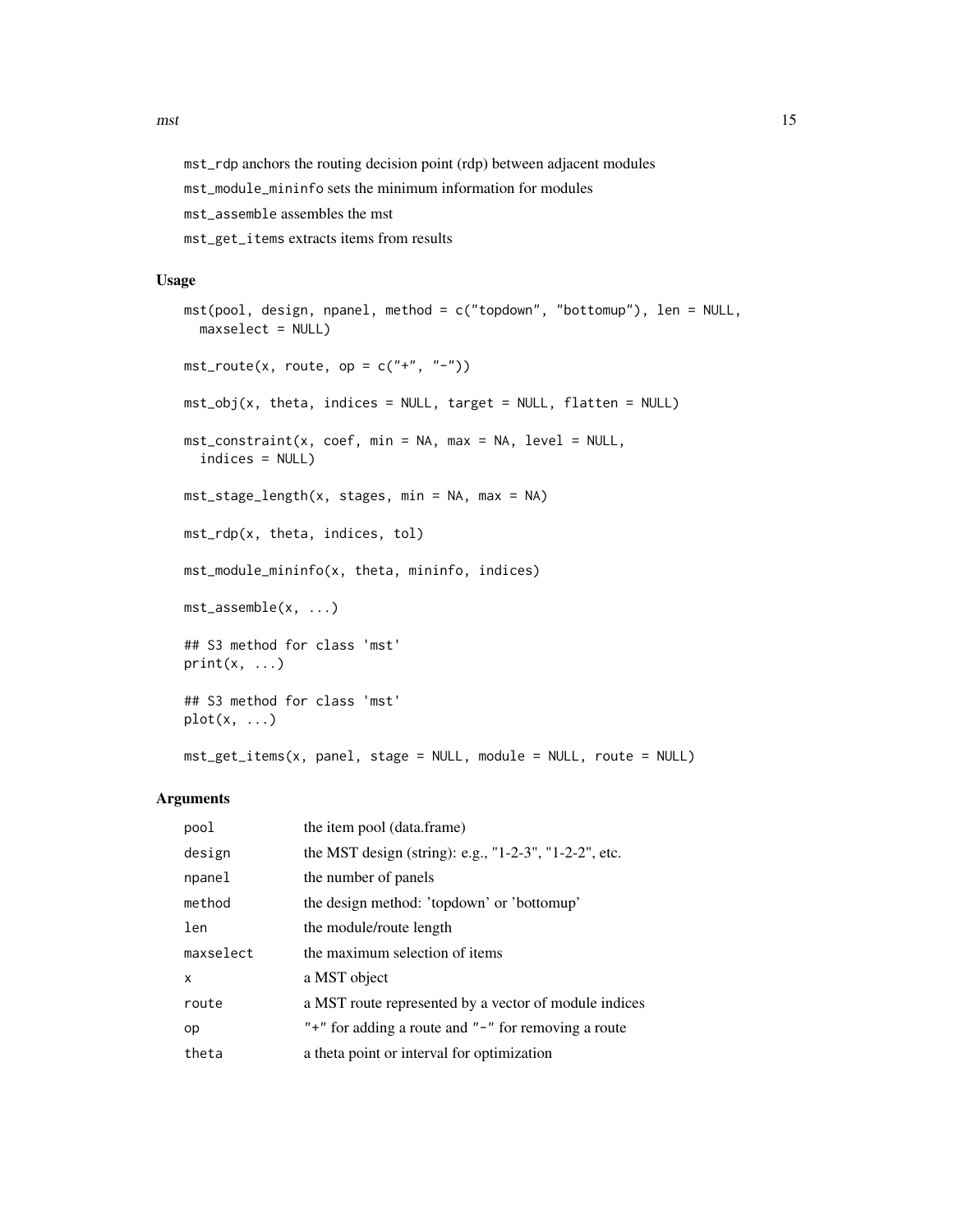`mst_rdp` anchors the routing decision point (rdp) between adjacent modules

`mst_module_mininfo` sets the minimum information for modules

`mst_assemble` assembles the mst

`mst_get_items` extracts items from results

### Usage

```
mst(pool, design, npanel, method = c("topdown", "bottomup"), len = NULL,
  maxselect = NULL)

mst_route(x, route, op = c("+", "-"))

mst_obj(x, theta, indices = NULL, target = NULL, flatten = NULL)

mst_constraint(x, coef, min = NA, max = NA, level = NULL,
  indices = NULL)

mst_stage_length(x, stages, min = NA, max = NA)

mst_rdp(x, theta, indices, tol)

mst_module_mininfo(x, theta, mininfo, indices)

mst_assemble(x, ...)

## S3 method for class 'mst'
print(x, ...)

## S3 method for class 'mst'
plot(x, ...)

mst_get_items(x, panel, stage = NULL, module = NULL, route = NULL)
```

### Arguments

| | |
|---|---|
| `pool` | the item pool (data.frame) |
| `design` | the MST design (string): e.g., "1-2-3", "1-2-2", etc. |
| `npanel` | the number of panels |
| `method` | the design method: 'topdown' or 'bottomup' |
| `len` | the module/route length |
| `maxselect` | the maximum selection of items |
| `x` | a MST object |
| `route` | a MST route represented by a vector of module indices |
| `op` | "+" for adding a route and "-" for removing a route |
| `theta` | a theta point or interval for optimization |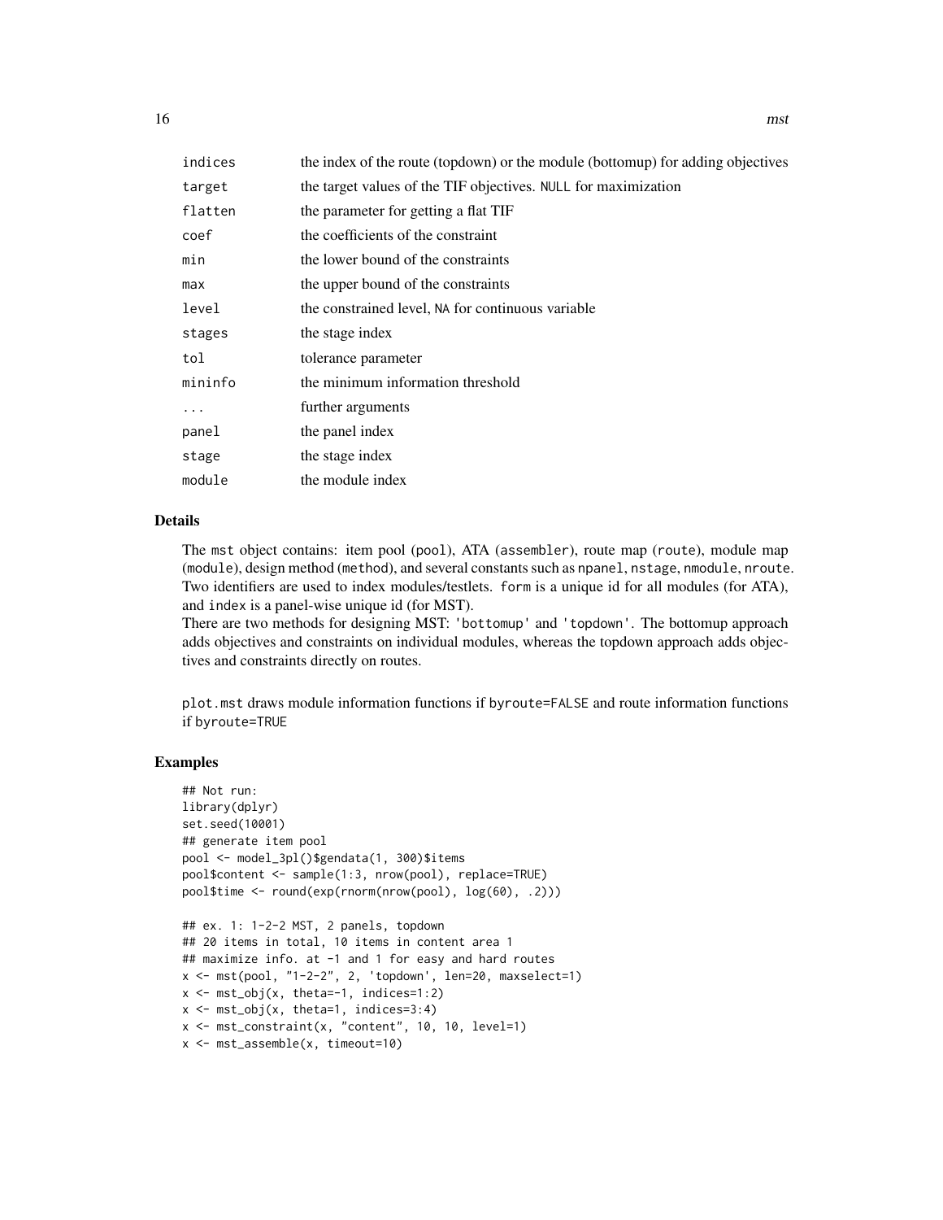| | |
|---|---|
| indices | the index of the route (topdown) or the module (bottomup) for adding objectives |
| target | the target values of the TIF objectives. NULL for maximization |
| flatten | the parameter for getting a flat TIF |
| coef | the coefficients of the constraint |
| min | the lower bound of the constraints |
| max | the upper bound of the constraints |
| level | the constrained level, NA for continuous variable |
| stages | the stage index |
| tol | tolerance parameter |
| mininfo | the minimum information threshold |
| ... | further arguments |
| panel | the panel index |
| stage | the stage index |
| module | the module index |

## Details

The mst object contains: item pool (pool), ATA (assembler), route map (route), module map (module), design method (method), and several constants such as npanel, nstage, nmodule, nroute. Two identifiers are used to index modules/testlets. form is a unique id for all modules (for ATA), and index is a panel-wise unique id (for MST).

There are two methods for designing MST: 'bottomup' and 'topdown'. The bottomup approach adds objectives and constraints on individual modules, whereas the topdown approach adds objectives and constraints directly on routes.

plot.mst draws module information functions if byroute=FALSE and route information functions if byroute=TRUE

## Examples

```
## Not run:
library(dplyr)
set.seed(10001)
## generate item pool
pool <- model_3pl()$gendata(1, 300)$items
pool$content <- sample(1:3, nrow(pool), replace=TRUE)
pool$time <- round(exp(rnorm(nrow(pool), log(60), .2)))

## ex. 1: 1-2-2 MST, 2 panels, topdown
## 20 items in total, 10 items in content area 1
## maximize info. at -1 and 1 for easy and hard routes
x <- mst(pool, "1-2-2", 2, 'topdown', len=20, maxselect=1)
x <- mst_obj(x, theta=-1, indices=1:2)
x <- mst_obj(x, theta=1, indices=3:4)
x <- mst_constraint(x, "content", 10, 10, level=1)
x <- mst_assemble(x, timeout=10)
```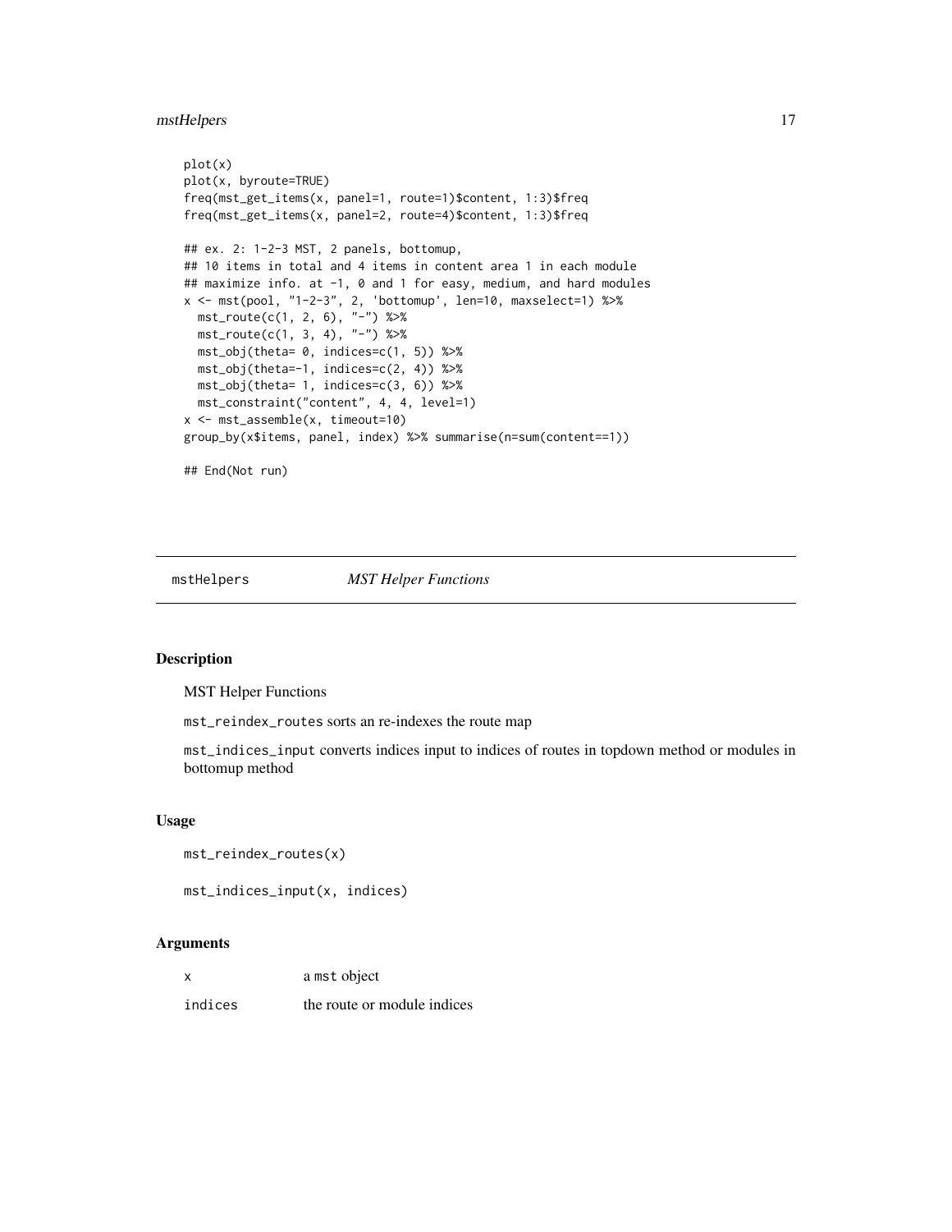```
plot(x)
plot(x, byroute=TRUE)
freq(mst_get_items(x, panel=1, route=1)$content, 1:3)$freq
freq(mst_get_items(x, panel=2, route=4)$content, 1:3)$freq

## ex. 2: 1-2-3 MST, 2 panels, bottomup,
## 10 items in total and 4 items in content area 1 in each module
## maximize info. at -1, 0 and 1 for easy, medium, and hard modules
x <- mst(pool, "1-2-3", 2, 'bottomup', len=10, maxselect=1) %>%
  mst_route(c(1, 2, 6), "-") %>%
  mst_route(c(1, 3, 4), "-") %>%
  mst_obj(theta= 0, indices=c(1, 5)) %>%
  mst_obj(theta=-1, indices=c(2, 4)) %>%
  mst_obj(theta= 1, indices=c(3, 6)) %>%
  mst_constraint("content", 4, 4, level=1)
x <- mst_assemble(x, timeout=10)
group_by(x$items, panel, index) %>% summarise(n=sum(content==1))

## End(Not run)
```

## mstHelpers *MST Helper Functions*

### Description

MST Helper Functions

`mst_reindex_routes` sorts an re-indexes the route map

`mst_indices_input` converts indices input to indices of routes in topdown method or modules in bottomup method

### Usage

```
mst_reindex_routes(x)

mst_indices_input(x, indices)
```

### Arguments

| | |
|---|---|
| `x` | a `mst` object |
| `indices` | the route or module indices |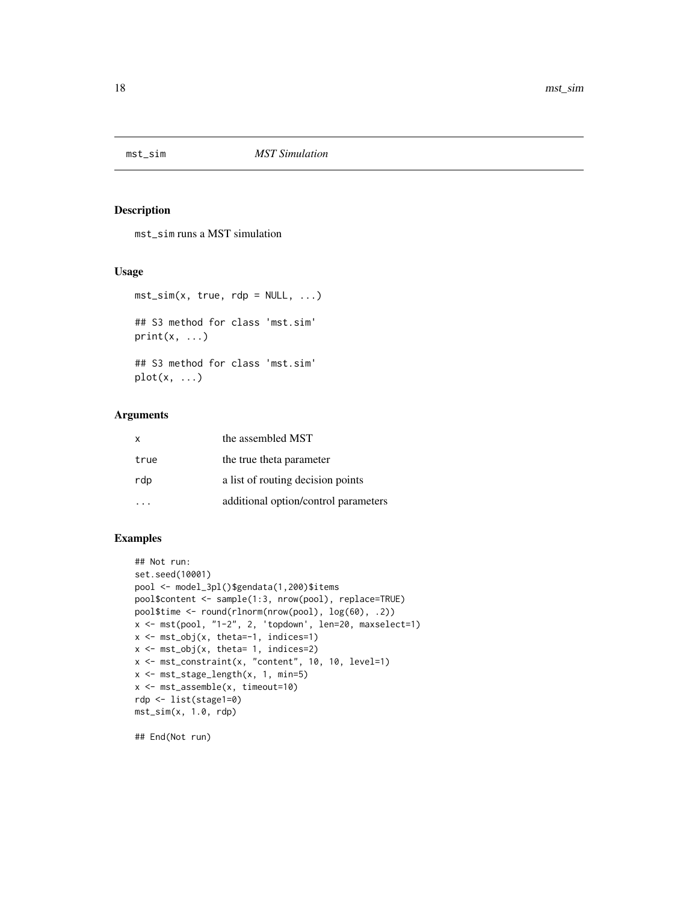# mst_sim *MST Simulation*

## Description

`mst_sim` runs a MST simulation

## Usage

```
mst_sim(x, true, rdp = NULL, ...)

## S3 method for class 'mst.sim'
print(x, ...)

## S3 method for class 'mst.sim'
plot(x, ...)
```

## Arguments

| | |
|---|---|
| x | the assembled MST |
| true | the true theta parameter |
| rdp | a list of routing decision points |
| ... | additional option/control parameters |

## Examples

```
## Not run:
set.seed(10001)
pool <- model_3pl()$gendata(1,200)$items
pool$content <- sample(1:3, nrow(pool), replace=TRUE)
pool$time <- round(rlnorm(nrow(pool), log(60), .2))
x <- mst(pool, "1-2", 2, 'topdown', len=20, maxselect=1)
x <- mst_obj(x, theta=-1, indices=1)
x <- mst_obj(x, theta= 1, indices=2)
x <- mst_constraint(x, "content", 10, 10, level=1)
x <- mst_stage_length(x, 1, min=5)
x <- mst_assemble(x, timeout=10)
rdp <- list(stage1=0)
mst_sim(x, 1.0, rdp)

## End(Not run)
```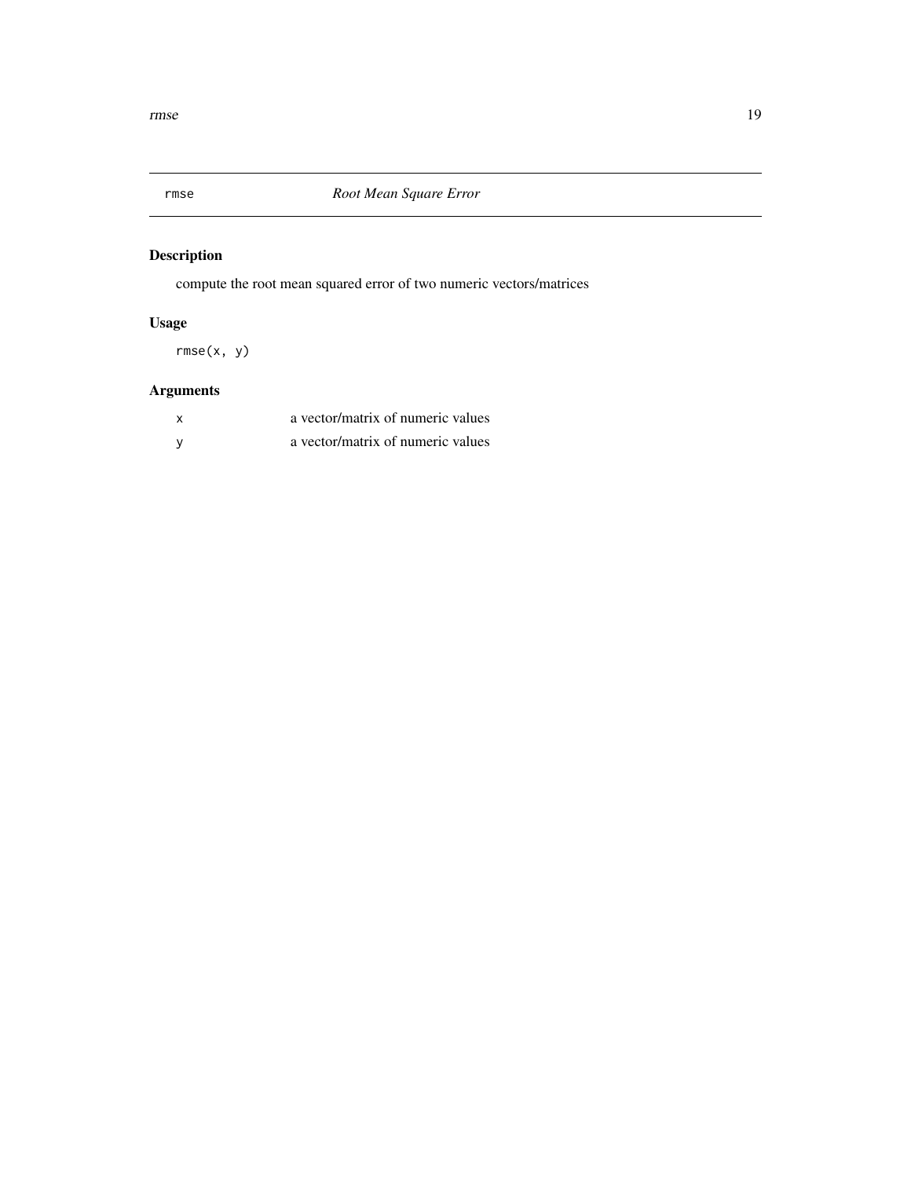## rmse — *Root Mean Square Error*

### Description

compute the root mean squared error of two numeric vectors/matrices

### Usage

```
rmse(x, y)
```

### Arguments

| | |
|---|---|
| `x` | a vector/matrix of numeric values |
| `y` | a vector/matrix of numeric values |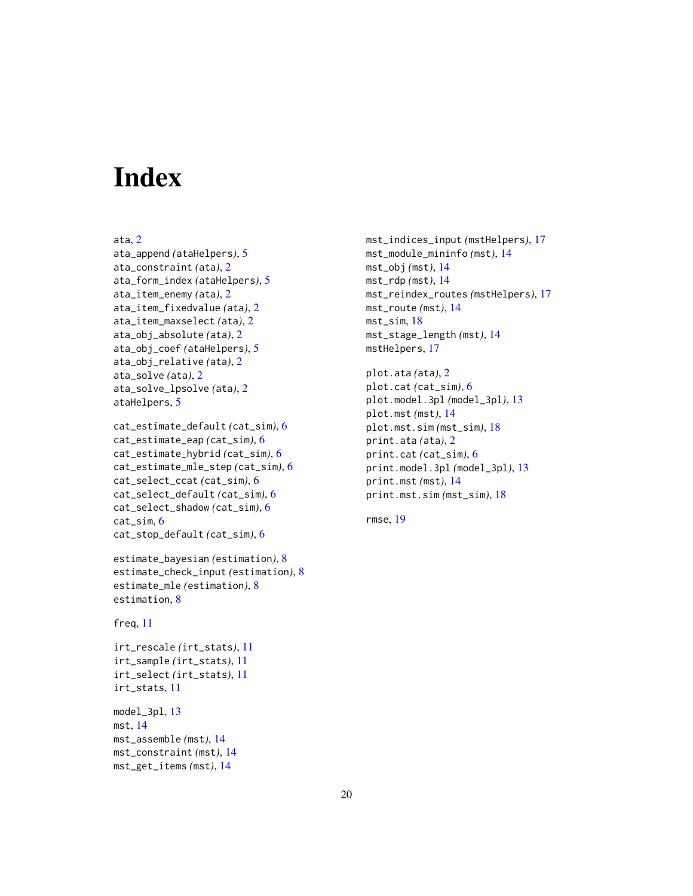# Index

ata, 2
ata_append (ataHelpers), 5
ata_constraint (ata), 2
ata_form_index (ataHelpers), 5
ata_item_enemy (ata), 2
ata_item_fixedvalue (ata), 2
ata_item_maxselect (ata), 2
ata_obj_absolute (ata), 2
ata_obj_coef (ataHelpers), 5
ata_obj_relative (ata), 2
ata_solve (ata), 2
ata_solve_lpsolve (ata), 2
ataHelpers, 5

cat_estimate_default (cat_sim), 6
cat_estimate_eap (cat_sim), 6
cat_estimate_hybrid (cat_sim), 6
cat_estimate_mle_step (cat_sim), 6
cat_select_ccat (cat_sim), 6
cat_select_default (cat_sim), 6
cat_select_shadow (cat_sim), 6
cat_sim, 6
cat_stop_default (cat_sim), 6

estimate_bayesian (estimation), 8
estimate_check_input (estimation), 8
estimate_mle (estimation), 8
estimation, 8

freq, 11

irt_rescale (irt_stats), 11
irt_sample (irt_stats), 11
irt_select (irt_stats), 11
irt_stats, 11

model_3pl, 13
mst, 14
mst_assemble (mst), 14
mst_constraint (mst), 14
mst_get_items (mst), 14
mst_indices_input (mstHelpers), 17
mst_module_mininfo (mst), 14
mst_obj (mst), 14
mst_rdp (mst), 14
mst_reindex_routes (mstHelpers), 17
mst_route (mst), 14
mst_sim, 18
mst_stage_length (mst), 14
mstHelpers, 17

plot.ata (ata), 2
plot.cat (cat_sim), 6
plot.model.3pl (model_3pl), 13
plot.mst (mst), 14
plot.mst.sim (mst_sim), 18
print.ata (ata), 2
print.cat (cat_sim), 6
print.model.3pl (model_3pl), 13
print.mst (mst), 14
print.mst.sim (mst_sim), 18

rmse, 19